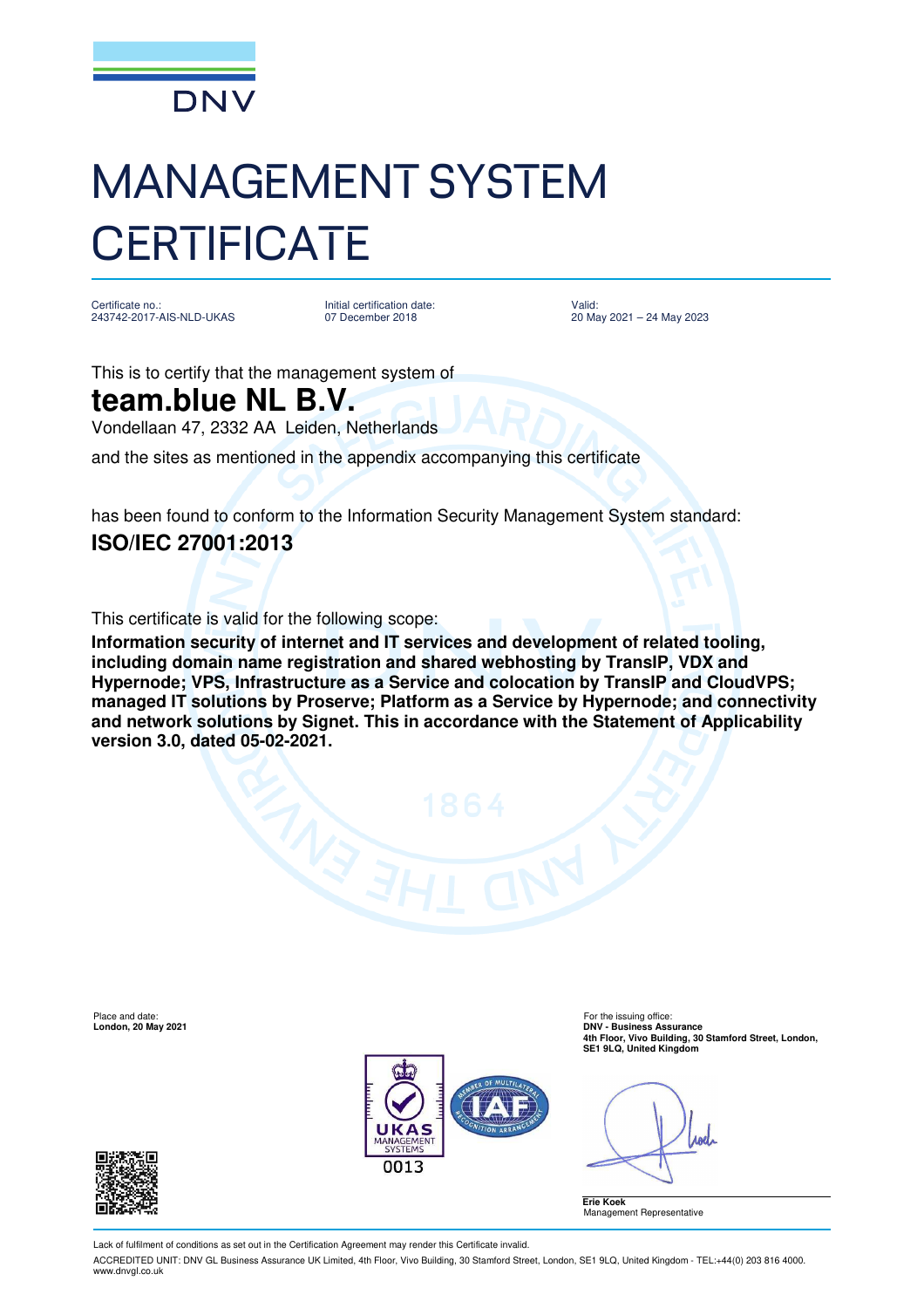DNV

# MANAGEMENT SYSTEM CERTIFICATE

| Certificate no.: | Initial certification date: | Valid: |
|---|---|---|
| 243742-2017-AIS-NLD-UKAS | 07 December 2018 | 20 May 2021 – 24 May 2023 |

This is to certify that the management system of

## team.blue NL B.V.

Vondellaan 47, 2332 AA Leiden, Netherlands

and the sites as mentioned in the appendix accompanying this certificate

has been found to conform to the Information Security Management System standard:

## ISO/IEC 27001:2013

This certificate is valid for the following scope:

**Information security of internet and IT services and development of related tooling, including domain name registration and shared webhosting by TransIP, VDX and Hypernode; VPS, Infrastructure as a Service and colocation by TransIP and CloudVPS; managed IT solutions by Proserve; Platform as a Service by Hypernode; and connectivity and network solutions by Signet. This in accordance with the Statement of Applicability version 3.0, dated 05-02-2021.**

Place and date:
**London, 20 May 2021**

For the issuing office:
**DNV - Business Assurance**
**4th Floor, Vivo Building, 30 Stamford Street, London, SE1 9LQ, United Kingdom**

UKAS MANAGEMENT SYSTEMS 0013

**Erie Koek**
Management Representative

Lack of fulfilment of conditions as set out in the Certification Agreement may render this Certificate invalid.

ACCREDITED UNIT: DNV GL Business Assurance UK Limited, 4th Floor, Vivo Building, 30 Stamford Street, London, SE1 9LQ, United Kingdom - TEL:+44(0) 203 816 4000. www.dnvgl.co.uk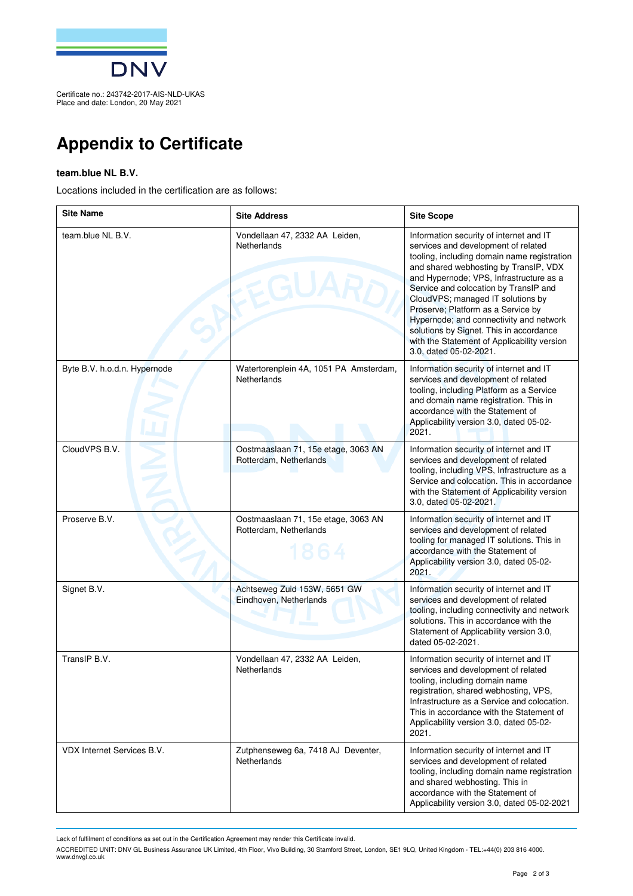DNV

Certificate no.: 243742-2017-AIS-NLD-UKAS
Place and date: London, 20 May 2021

# Appendix to Certificate

**team.blue NL B.V.**

Locations included in the certification are as follows:

| Site Name | Site Address | Site Scope |
| --- | --- | --- |
| team.blue NL B.V. | Vondellaan 47, 2332 AA Leiden, Netherlands | Information security of internet and IT services and development of related tooling, including domain name registration and shared webhosting by TransIP, VDX and Hypernode; VPS, Infrastructure as a Service and colocation by TransIP and CloudVPS; managed IT solutions by Proserve; Platform as a Service by Hypernode; and connectivity and network solutions by Signet. This in accordance with the Statement of Applicability version 3.0, dated 05-02-2021. |
| Byte B.V. h.o.d.n. Hypernode | Watertorenplein 4A, 1051 PA Amsterdam, Netherlands | Information security of internet and IT services and development of related tooling, including Platform as a Service and domain name registration. This in accordance with the Statement of Applicability version 3.0, dated 05-02-2021. |
| CloudVPS B.V. | Oostmaaslaan 71, 15e etage, 3063 AN Rotterdam, Netherlands | Information security of internet and IT services and development of related tooling, including VPS, Infrastructure as a Service and colocation. This in accordance with the Statement of Applicability version 3.0, dated 05-02-2021. |
| Proserve B.V. | Oostmaaslaan 71, 15e etage, 3063 AN Rotterdam, Netherlands | Information security of internet and IT services and development of related tooling for managed IT solutions. This in accordance with the Statement of Applicability version 3.0, dated 05-02-2021. |
| Signet B.V. | Achtseweg Zuid 153W, 5651 GW Eindhoven, Netherlands | Information security of internet and IT services and development of related tooling, including connectivity and network solutions. This in accordance with the Statement of Applicability version 3.0, dated 05-02-2021. |
| TransIP B.V. | Vondellaan 47, 2332 AA Leiden, Netherlands | Information security of internet and IT services and development of related tooling, including domain name registration, shared webhosting, VPS, Infrastructure as a Service and colocation. This in accordance with the Statement of Applicability version 3.0, dated 05-02-2021. |
| VDX Internet Services B.V. | Zutphenseweg 6a, 7418 AJ Deventer, Netherlands | Information security of internet and IT services and development of related tooling, including domain name registration and shared webhosting. This in accordance with the Statement of Applicability version 3.0, dated 05-02-2021 |

Lack of fulfilment of conditions as set out in the Certification Agreement may render this Certificate invalid.

ACCREDITED UNIT: DNV GL Business Assurance UK Limited, 4th Floor, Vivo Building, 30 Stamford Street, London, SE1 9LQ, United Kingdom - TEL:+44(0) 203 816 4000. www.dnvgl.co.uk